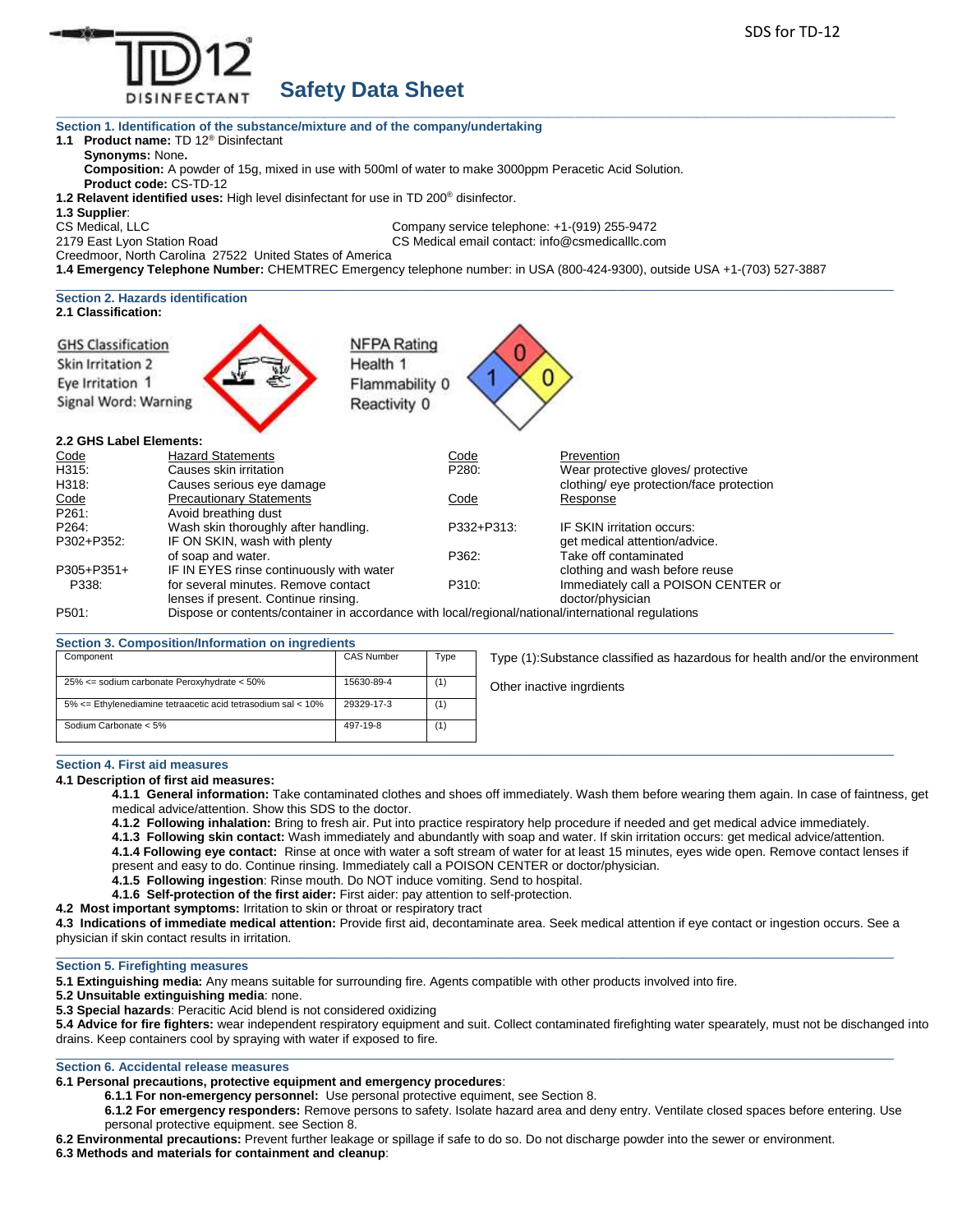TD12 DISINFECTANT

# Safety Data Sheet

## Section 1. Identification of the substance/mixture and of the company/undertaking

**1.1 Product name:** TD 12® Disinfectant

**Synonyms:** None**.**

**Composition:** A powder of 15g, mixed in use with 500ml of water to make 3000ppm Peracetic Acid Solution.

**Product code:** CS-TD-12

**1.2 Relavent identified uses:** High level disinfectant for use in TD 200® disinfector.

**1.3 Supplier**:

CS Medical, LLC
2179 East Lyon Station Road
Creedmoor, North Carolina 27522 United States of America

Company service telephone: +1-(919) 255-9472
CS Medical email contact: info@csmedicalllc.com

**1.4 Emergency Telephone Number:** CHEMTREC Emergency telephone number: in USA (800-424-9300), outside USA +1-(703) 527-3887

## Section 2. Hazards identification

**2.1 Classification:**

GHS Classification
Skin Irritation 2
Eye Irritation 1
Signal Word: Warning

NFPA Rating
Health 1
Flammability 0
Reactivity 0

**2.2 GHS Label Elements:**

| Code | Hazard Statements | Code | Prevention |
|---|---|---|---|
| H315: | Causes skin irritation | P280: | Wear protective gloves/ protective clothing/ eye protection/face protection |
| H318: | Causes serious eye damage | | |

| Code | Precautionary Statements | Code | Response |
|---|---|---|---|
| P261: | Avoid breathing dust | | |
| P264: | Wash skin thoroughly after handling. | P332+P313: | IF SKIN irritation occurs: get medical attention/advice. |
| P302+P352: | IF ON SKIN, wash with plenty of soap and water. | P362: | Take off contaminated clothing and wash before reuse |
| P305+P351+P338: | IF IN EYES rinse continuously with water for several minutes. Remove contact lenses if present. Continue rinsing. | P310: | Immediately call a POISON CENTER or doctor/physician |
| P501: | Dispose or contents/container in accordance with local/regional/national/international regulations | | |

## Section 3. Composition/Information on ingredients

| Component | CAS Number | Type |
|---|---|---|
| 25% <= sodium carbonate Peroxyhydrate < 50% | 15630-89-4 | (1) |
| 5% <= Ethylenediamine tetraacetic acid tetrasodium sal < 10% | 29329-17-3 | (1) |
| Sodium Carbonate < 5% | 497-19-8 | (1) |

Type (1):Substance classified as hazardous for health and/or the environment

Other inactive ingrdients

## Section 4. First aid measures

**4.1 Description of first aid measures:**

**4.1.1 General information:** Take contaminated clothes and shoes off immediately. Wash them before wearing them again. In case of faintness, get medical advice/attention. Show this SDS to the doctor.

**4.1.2 Following inhalation:** Bring to fresh air. Put into practice respiratory help procedure if needed and get medical advice immediately.

**4.1.3 Following skin contact:** Wash immediately and abundantly with soap and water. If skin irritation occurs: get medical advice/attention.

**4.1.4 Following eye contact:** Rinse at once with water a soft stream of water for at least 15 minutes, eyes wide open. Remove contact lenses if present and easy to do. Continue rinsing. Immediately call a POISON CENTER or doctor/physician.

**4.1.5 Following ingestion**: Rinse mouth. Do NOT induce vomiting. Send to hospital.

**4.1.6 Self-protection of the first aider:** First aider: pay attention to self-protection.

**4.2 Most important symptoms:** Irritation to skin or throat or respiratory tract

**4.3 Indications of immediate medical attention:** Provide first aid, decontaminate area. Seek medical attention if eye contact or ingestion occurs. See a physician if skin contact results in irritation.

## Section 5. Firefighting measures

**5.1 Extinguishing media:** Any means suitable for surrounding fire. Agents compatible with other products involved into fire.

**5.2 Unsuitable extinguishing media**: none.

**5.3 Special hazards**: Peracitic Acid blend is not considered oxidizing

**5.4 Advice for fire fighters:** wear independent respiratory equipment and suit. Collect contaminated firefighting water spearately, must not be dischanged into drains. Keep containers cool by spraying with water if exposed to fire.

## Section 6. Accidental release measures

**6.1 Personal precautions, protective equipment and emergency procedures**:

**6.1.1 For non-emergency personnel:** Use personal protective equipment, see Section 8.

**6.1.2 For emergency responders:** Remove persons to safety. Isolate hazard area and deny entry. Ventilate closed spaces before entering. Use personal protective equipment. see Section 8.

**6.2 Environmental precautions:** Prevent further leakage or spillage if safe to do so. Do not discharge powder into the sewer or environment.

**6.3 Methods and materials for containment and cleanup**: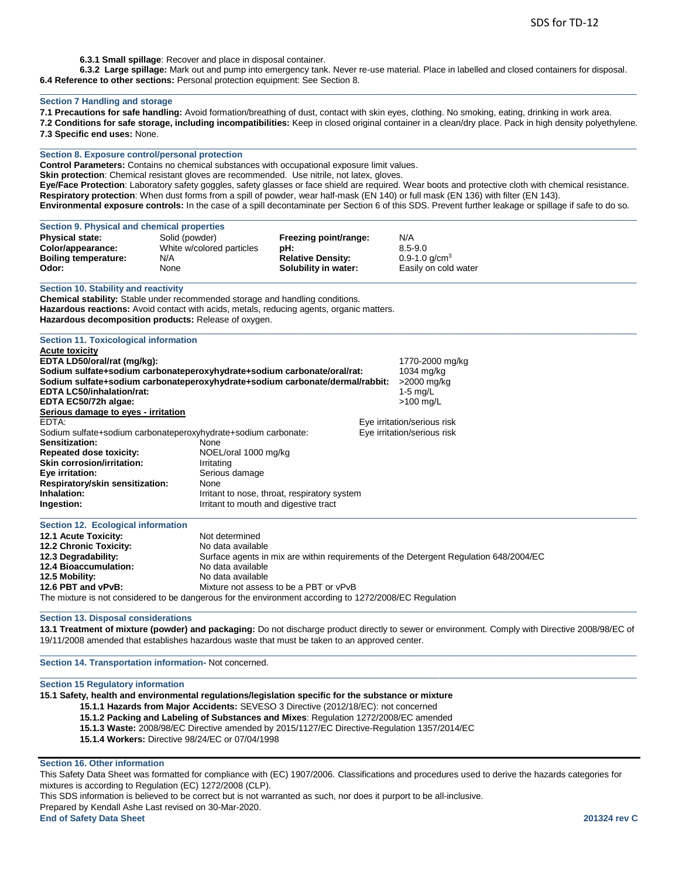**6.3.1 Small spillage**: Recover and place in disposal container.

**6.3.2 Large spillage:** Mark out and pump into emergency tank. Never re-use material. Place in labelled and closed containers for disposal.

**6.4 Reference to other sections:** Personal protection equipment: See Section 8.

## Section 7 Handling and storage

**7.1 Precautions for safe handling:** Avoid formation/breathing of dust, contact with skin eyes, clothing. No smoking, eating, drinking in work area.

**7.2 Conditions for safe storage, including incompatibilities:** Keep in closed original container in a clean/dry place. Pack in high density polyethylene.

**7.3 Specific end uses:** None.

## Section 8. Exposure control/personal protection

**Control Parameters:** Contains no chemical substances with occupational exposure limit values.

**Skin protection**: Chemical resistant gloves are recommended. Use nitrile, not latex, gloves.

**Eye/Face Protection**: Laboratory safety goggles, safety glasses or face shield are required. Wear boots and protective cloth with chemical resistance.

**Respiratory protection**: When dust forms from a spill of powder, wear half-mask (EN 140) or full mask (EN 136) with filter (EN 143).

**Environmental exposure controls:** In the case of a spill decontaminate per Section 6 of this SDS. Prevent further leakage or spillage if safe to do so.

## Section 9. Physical and chemical properties

| | | | |
|---|---|---|---|
| **Physical state:** | Solid (powder) | **Freezing point/range:** | N/A |
| **Color/appearance:** | White w/colored particles | **pH:** | 8.5-9.0 |
| **Boiling temperature:** | N/A | **Relative Density:** | 0.9-1.0 g/cm$^3$ |
| **Odor:** | None | **Solubility in water:** | Easily on cold water |

## Section 10. Stability and reactivity

**Chemical stability:** Stable under recommended storage and handling conditions.

**Hazardous reactions:** Avoid contact with acids, metals, reducing agents, organic matters.

**Hazardous decomposition products:** Release of oxygen.

## Section 11. Toxicological information

**Acute toxicity**

| | |
|---|---|
| **EDTA LD50/oral/rat (mg/kg):** | 1770-2000 mg/kg |
| **Sodium sulfate+sodium carbonateperoxyhydrate+sodium carbonate/oral/rat:** | 1034 mg/kg |
| **Sodium sulfate+sodium carbonateperoxyhydrate+sodium carbonate/dermal/rabbit:** | >2000 mg/kg |
| **EDTA LC50/inhalation/rat:** | 1-5 mg/L |
| **EDTA EC50/72h algae:** | >100 mg/L |

**Serious damage to eyes - irritation**

| | |
|---|---|
| EDTA: | Eye irritation/serious risk |
| Sodium sulfate+sodium carbonateperoxyhydrate+sodium carbonate: | Eye irritation/serious risk |

| | |
|---|---|
| **Sensitization:** | None |
| **Repeated dose toxicity:** | NOEL/oral 1000 mg/kg |
| **Skin corrosion/irritation:** | Irritating |
| **Eye irritation:** | Serious damage |
| **Respiratory/skin sensitization:** | None |
| **Inhalation:** | Irritant to nose, throat, respiratory system |
| **Ingestion:** | Irritant to mouth and digestive tract |

## Section 12. Ecological information

| | |
|---|---|
| **12.1 Acute Toxicity:** | Not determined |
| **12.2 Chronic Toxicity:** | No data available |
| **12.3 Degradability:** | Surface agents in mix are within requirements of the Detergent Regulation 648/2004/EC |
| **12.4 Bioaccumulation:** | No data available |
| **12.5 Mobility:** | No data available |
| **12.6 PBT and vPvB:** | Mixture not assess to be a PBT or vPvB |

The mixture is not considered to be dangerous for the environment according to 1272/2008/EC Regulation

## Section 13. Disposal considerations

**13.1 Treatment of mixture (powder) and packaging:** Do not discharge product directly to sewer or environment. Comply with Directive 2008/98/EC of 19/11/2008 amended that establishes hazardous waste that must be taken to an approved center.

## Section 14. Transportation information- Not concerned.

## Section 15 Regulatory information

**15.1 Safety, health and environmental regulations/legislation specific for the substance or mixture**

**15.1.1 Hazards from Major Accidents:** SEVESO 3 Directive (2012/18/EC): not concerned

**15.1.2 Packing and Labeling of Substances and Mixes**: Regulation 1272/2008/EC amended

**15.1.3 Waste:** 2008/98/EC Directive amended by 2015/1127/EC Directive-Regulation 1357/2014/EC

**15.1.4 Workers:** Directive 98/24/EC or 07/04/1998

## Section 16. Other information

This Safety Data Sheet was formatted for compliance with (EC) 1907/2006. Classifications and procedures used to derive the hazards categories for mixtures is according to Regulation (EC) 1272/2008 (CLP).

This SDS information is believed to be correct but is not warranted as such, nor does it purport to be all-inclusive.

Prepared by Kendall Ashe Last revised on 30-Mar-2020.

**End of Safety Data Sheet** **201324 rev C**